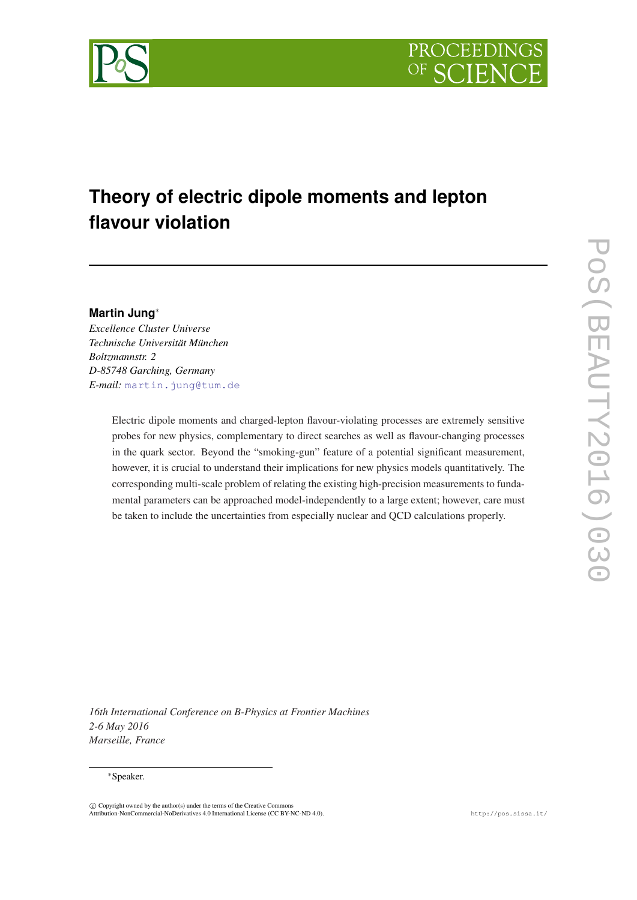# Theory of electric dipole moments and lepton flavour violation

**Martin Jung***

*Excellence Cluster Universe*
*Technische Universität München*
*Boltzmannstr. 2*
*D-85748 Garching, Germany*
*E-mail:* martin.jung@tum.de

Electric dipole moments and charged-lepton flavour-violating processes are extremely sensitive probes for new physics, complementary to direct searches as well as flavour-changing processes in the quark sector. Beyond the "smoking-gun" feature of a potential significant measurement, however, it is crucial to understand their implications for new physics models quantitatively. The corresponding multi-scale problem of relating the existing high-precision measurements to fundamental parameters can be approached model-independently to a large extent; however, care must be taken to include the uncertainties from especially nuclear and QCD calculations properly.

*16th International Conference on B-Physics at Frontier Machines*
*2-6 May 2016*
*Marseille, France*

*Speaker.

© Copyright owned by the author(s) under the terms of the Creative Commons Attribution-NonCommercial-NoDerivatives 4.0 International License (CC BY-NC-ND 4.0).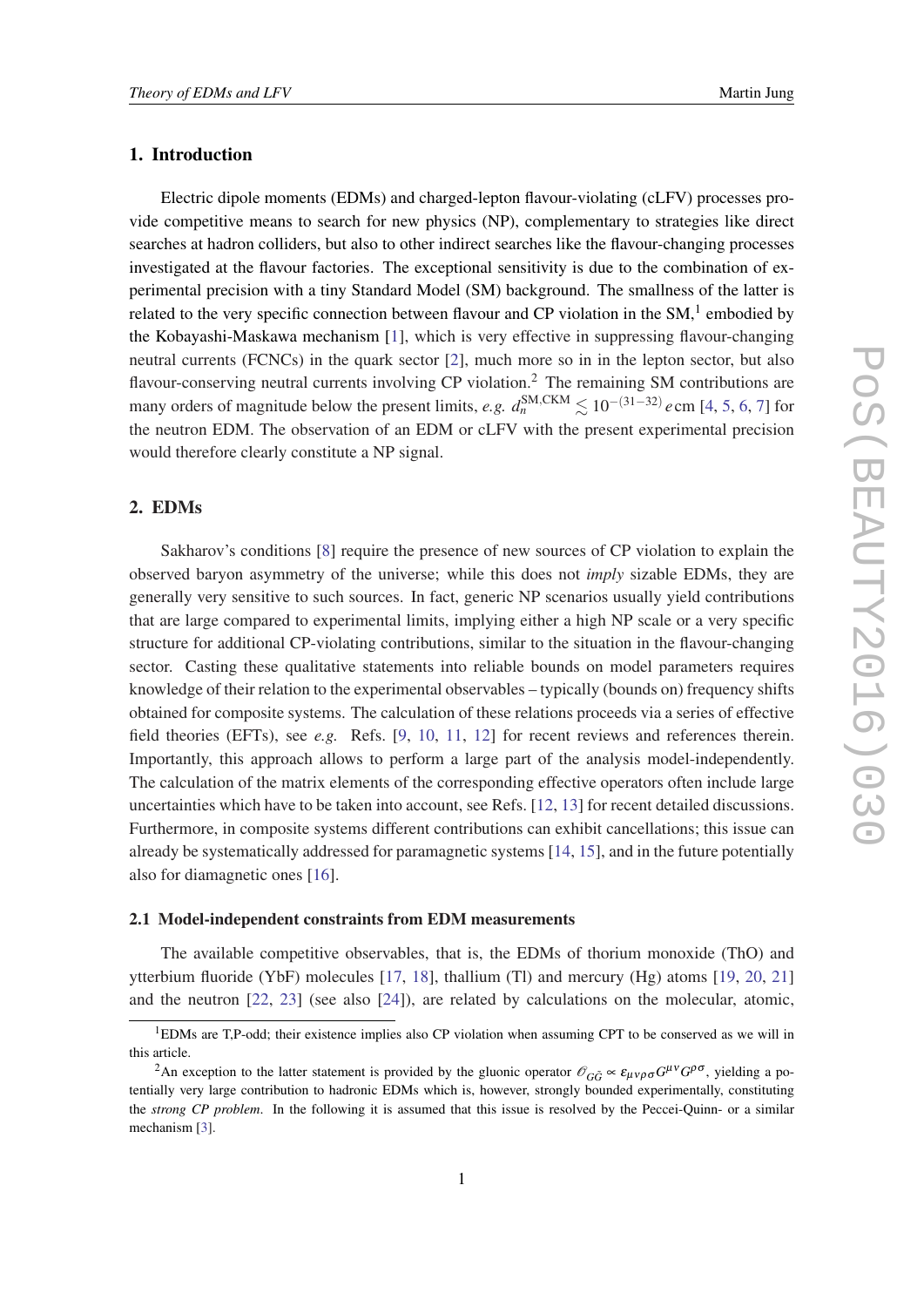## 1. Introduction

Electric dipole moments (EDMs) and charged-lepton flavour-violating (cLFV) processes provide competitive means to search for new physics (NP), complementary to strategies like direct searches at hadron colliders, but also to other indirect searches like the flavour-changing processes investigated at the flavour factories. The exceptional sensitivity is due to the combination of experimental precision with a tiny Standard Model (SM) background. The smallness of the latter is related to the very specific connection between flavour and CP violation in the SM,[1] embodied by the Kobayashi-Maskawa mechanism [1], which is very effective in suppressing flavour-changing neutral currents (FCNCs) in the quark sector [2], much more so in in the lepton sector, but also flavour-conserving neutral currents involving CP violation.[2] The remaining SM contributions are many orders of magnitude below the present limits, *e.g.* $d_n^{\text{SM,CKM}} \lesssim 10^{-(31-32)}\,e\,\text{cm}$ [4, 5, 6, 7] for the neutron EDM. The observation of an EDM or cLFV with the present experimental precision would therefore clearly constitute a NP signal.

## 2. EDMs

Sakharov's conditions [8] require the presence of new sources of CP violation to explain the observed baryon asymmetry of the universe; while this does not *imply* sizable EDMs, they are generally very sensitive to such sources. In fact, generic NP scenarios usually yield contributions that are large compared to experimental limits, implying either a high NP scale or a very specific structure for additional CP-violating contributions, similar to the situation in the flavour-changing sector. Casting these qualitative statements into reliable bounds on model parameters requires knowledge of their relation to the experimental observables – typically (bounds on) frequency shifts obtained for composite systems. The calculation of these relations proceeds via a series of effective field theories (EFTs), see *e.g.* Refs. [9, 10, 11, 12] for recent reviews and references therein. Importantly, this approach allows to perform a large part of the analysis model-independently. The calculation of the matrix elements of the corresponding effective operators often include large uncertainties which have to be taken into account, see Refs. [12, 13] for recent detailed discussions. Furthermore, in composite systems different contributions can exhibit cancellations; this issue can already be systematically addressed for paramagnetic systems [14, 15], and in the future potentially also for diamagnetic ones [16].

### 2.1 Model-independent constraints from EDM measurements

The available competitive observables, that is, the EDMs of thorium monoxide (ThO) and ytterbium fluoride (YbF) molecules [17, 18], thallium (Tl) and mercury (Hg) atoms [19, 20, 21] and the neutron [22, 23] (see also [24]), are related by calculations on the molecular, atomic,

[1] EDMs are T,P-odd; their existence implies also CP violation when assuming CPT to be conserved as we will in this article.

[2] An exception to the latter statement is provided by the gluonic operator $\mathscr{O}_{G\tilde{G}} \propto \varepsilon_{\mu\nu\rho\sigma} G^{\mu\nu} G^{\rho\sigma}$, yielding a potentially very large contribution to hadronic EDMs which is, however, strongly bounded experimentally, constituting the *strong CP problem*. In the following it is assumed that this issue is resolved by the Peccei-Quinn- or a similar mechanism [3].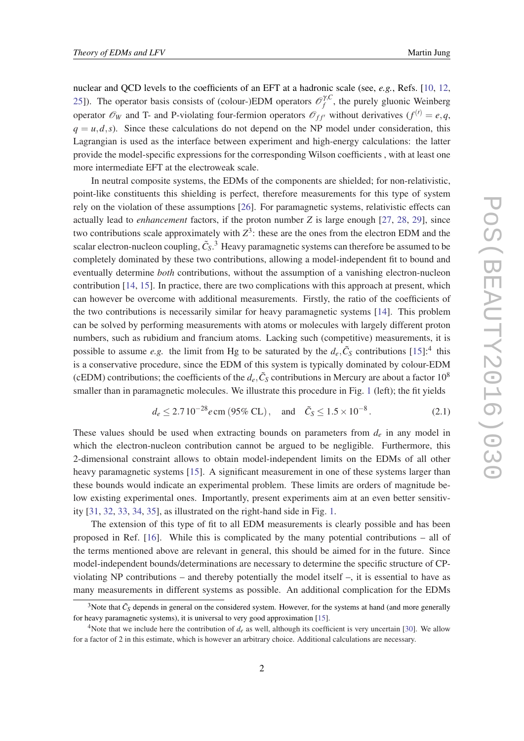nuclear and QCD levels to the coefficients of an EFT at a hadronic scale (see, *e.g.*, Refs. [10, 12, 25]). The operator basis consists of (colour-)EDM operators $\mathscr{O}_f^{\gamma,C}$, the purely gluonic Weinberg operator $\mathscr{O}_W$ and T- and P-violating four-fermion operators $\mathscr{O}_{ff'}$ without derivatives ($f^{(\prime)} = e, q$, $q = u, d, s$). Since these calculations do not depend on the NP model under consideration, this Lagrangian is used as the interface between experiment and high-energy calculations: the latter provide the model-specific expressions for the corresponding Wilson coefficients , with at least one more intermediate EFT at the electroweak scale.

In neutral composite systems, the EDMs of the components are shielded; for non-relativistic, point-like constituents this shielding is perfect, therefore measurements for this type of system rely on the violation of these assumptions [26]. For paramagnetic systems, relativistic effects can actually lead to *enhancement* factors, if the proton number $Z$ is large enough [27, 28, 29], since two contributions scale approximately with $Z^3$: these are the ones from the electron EDM and the scalar electron-nucleon coupling, $\tilde{C}_S$.[3] Heavy paramagnetic systems can therefore be assumed to be completely dominated by these two contributions, allowing a model-independent fit to bound and eventually determine *both* contributions, without the assumption of a vanishing electron-nucleon contribution [14, 15]. In practice, there are two complications with this approach at present, which can however be overcome with additional measurements. Firstly, the ratio of the coefficients of the two contributions is necessarily similar for heavy paramagnetic systems [14]. This problem can be solved by performing measurements with atoms or molecules with largely different proton numbers, such as rubidium and francium atoms. Lacking such (competitive) measurements, it is possible to assume *e.g.* the limit from Hg to be saturated by the $d_e, \tilde{C}_S$ contributions [15]:[4] this is a conservative procedure, since the EDM of this system is typically dominated by colour-EDM (cEDM) contributions; the coefficients of the $d_e, \tilde{C}_S$ contributions in Mercury are about a factor $10^8$ smaller than in paramagnetic molecules. We illustrate this procedure in Fig. 1 (left); the fit yields

$$d_e \leq 2.7\,10^{-28} e\,\text{cm (95\% CL)}, \quad \text{and} \quad \tilde{C}_S \leq 1.5 \times 10^{-8}. \tag{2.1}$$

These values should be used when extracting bounds on parameters from $d_e$ in any model in which the electron-nucleon contribution cannot be argued to be negligible. Furthermore, this 2-dimensional constraint allows to obtain model-independent limits on the EDMs of all other heavy paramagnetic systems [15]. A significant measurement in one of these systems larger than these bounds would indicate an experimental problem. These limits are orders of magnitude below existing experimental ones. Importantly, present experiments aim at an even better sensitivity [31, 32, 33, 34, 35], as illustrated on the right-hand side in Fig. 1.

The extension of this type of fit to all EDM measurements is clearly possible and has been proposed in Ref. [16]. While this is complicated by the many potential contributions – all of the terms mentioned above are relevant in general, this should be aimed for in the future. Since model-independent bounds/determinations are necessary to determine the specific structure of CP-violating NP contributions – and thereby potentially the model itself –, it is essential to have as many measurements in different systems as possible. An additional complication for the EDMs

[3] Note that $\tilde{C}_S$ depends in general on the considered system. However, for the systems at hand (and more generally for heavy paramagnetic systems), it is universal to very good approximation [15].

[4] Note that we include here the contribution of $d_e$ as well, although its coefficient is very uncertain [30]. We allow for a factor of 2 in this estimate, which is however an arbitrary choice. Additional calculations are necessary.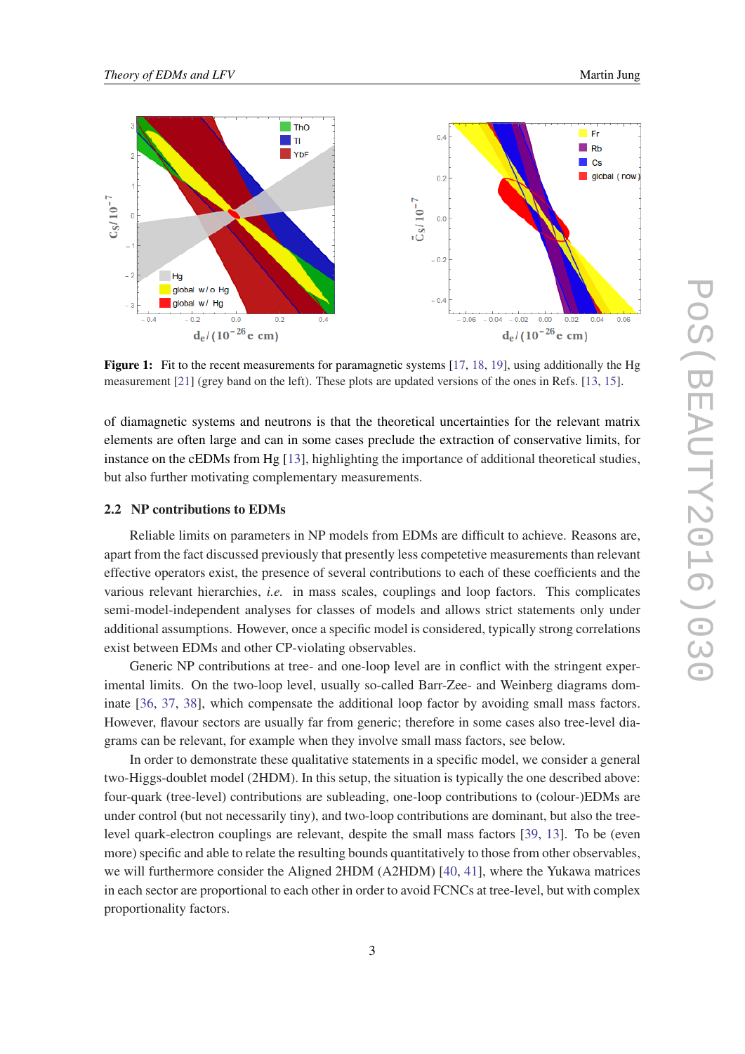**Figure 1:** Fit to the recent measurements for paramagnetic systems [17, 18, 19], using additionally the Hg measurement [21] (grey band on the left). These plots are updated versions of the ones in Refs. [13, 15].

of diamagnetic systems and neutrons is that the theoretical uncertainties for the relevant matrix elements are often large and can in some cases preclude the extraction of conservative limits, for instance on the cEDMs from Hg [13], highlighting the importance of additional theoretical studies, but also further motivating complementary measurements.

### 2.2 NP contributions to EDMs

Reliable limits on parameters in NP models from EDMs are difficult to achieve. Reasons are, apart from the fact discussed previously that presently less competetive measurements than relevant effective operators exist, the presence of several contributions to each of these coefficients and the various relevant hierarchies, *i.e.* in mass scales, couplings and loop factors. This complicates semi-model-independent analyses for classes of models and allows strict statements only under additional assumptions. However, once a specific model is considered, typically strong correlations exist between EDMs and other CP-violating observables.

Generic NP contributions at tree- and one-loop level are in conflict with the stringent experimental limits. On the two-loop level, usually so-called Barr-Zee- and Weinberg diagrams dominate [36, 37, 38], which compensate the additional loop factor by avoiding small mass factors. However, flavour sectors are usually far from generic; therefore in some cases also tree-level diagrams can be relevant, for example when they involve small mass factors, see below.

In order to demonstrate these qualitative statements in a specific model, we consider a general two-Higgs-doublet model (2HDM). In this setup, the situation is typically the one described above: four-quark (tree-level) contributions are subleading, one-loop contributions to (colour-)EDMs are under control (but not necessarily tiny), and two-loop contributions are dominant, but also the tree-level quark-electron couplings are relevant, despite the small mass factors [39, 13]. To be (even more) specific and able to relate the resulting bounds quantitatively to those from other observables, we will furthermore consider the Aligned 2HDM (A2HDM) [40, 41], where the Yukawa matrices in each sector are proportional to each other in order to avoid FCNCs at tree-level, but with complex proportionality factors.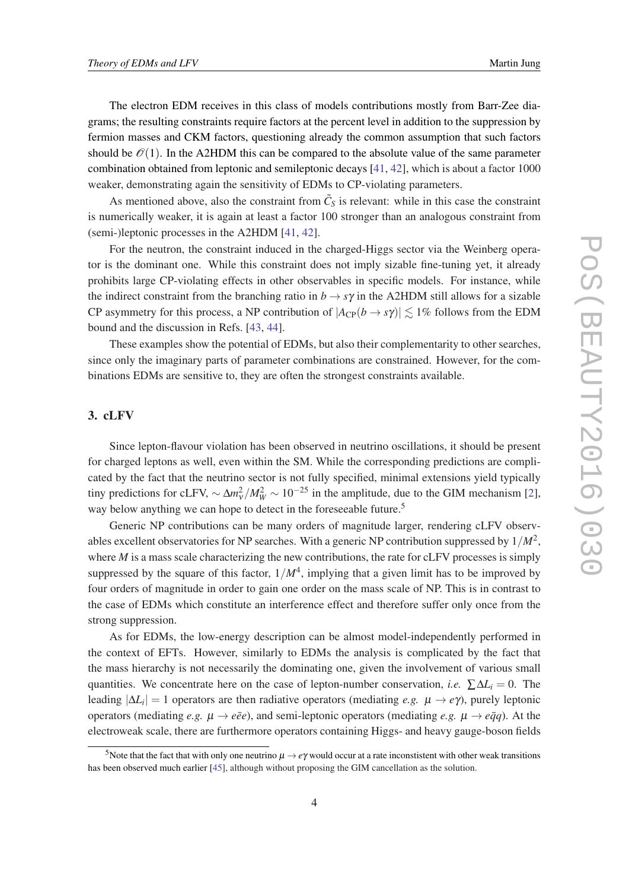The electron EDM receives in this class of models contributions mostly from Barr-Zee diagrams; the resulting constraints require factors at the percent level in addition to the suppression by fermion masses and CKM factors, questioning already the common assumption that such factors should be $\mathscr{O}(1)$. In the A2HDM this can be compared to the absolute value of the same parameter combination obtained from leptonic and semileptonic decays [41, 42], which is about a factor 1000 weaker, demonstrating again the sensitivity of EDMs to CP-violating parameters.

As mentioned above, also the constraint from $\tilde{C}_S$ is relevant: while in this case the constraint is numerically weaker, it is again at least a factor 100 stronger than an analogous constraint from (semi-)leptonic processes in the A2HDM [41, 42].

For the neutron, the constraint induced in the charged-Higgs sector via the Weinberg operator is the dominant one. While this constraint does not imply sizable fine-tuning yet, it already prohibits large CP-violating effects in other observables in specific models. For instance, while the indirect constraint from the branching ratio in $b \to s\gamma$ in the A2HDM still allows for a sizable CP asymmetry for this process, a NP contribution of $|A_{\rm CP}(b \to s\gamma)| \lesssim 1\%$ follows from the EDM bound and the discussion in Refs. [43, 44].

These examples show the potential of EDMs, but also their complementarity to other searches, since only the imaginary parts of parameter combinations are constrained. However, for the combinations EDMs are sensitive to, they are often the strongest constraints available.

## 3. cLFV

Since lepton-flavour violation has been observed in neutrino oscillations, it should be present for charged leptons as well, even within the SM. While the corresponding predictions are complicated by the fact that the neutrino sector is not fully specified, minimal extensions yield typically tiny predictions for cLFV, $\sim \Delta m_\nu^2/M_W^2 \sim 10^{-25}$ in the amplitude, due to the GIM mechanism [2], way below anything we can hope to detect in the foreseeable future.[5]

Generic NP contributions can be many orders of magnitude larger, rendering cLFV observables excellent observatories for NP searches. With a generic NP contribution suppressed by $1/M^2$, where $M$ is a mass scale characterizing the new contributions, the rate for cLFV processes is simply suppressed by the square of this factor, $1/M^4$, implying that a given limit has to be improved by four orders of magnitude in order to gain one order on the mass scale of NP. This is in contrast to the case of EDMs which constitute an interference effect and therefore suffer only once from the strong suppression.

As for EDMs, the low-energy description can be almost model-independently performed in the context of EFTs. However, similarly to EDMs the analysis is complicated by the fact that the mass hierarchy is not necessarily the dominating one, given the involvement of various small quantities. We concentrate here on the case of lepton-number conservation, *i.e.* $\sum \Delta L_i = 0$. The leading $|\Delta L_i| = 1$ operators are then radiative operators (mediating *e.g.* $\mu \to e\gamma$), purely leptonic operators (mediating *e.g.* $\mu \to e\bar{e}e$), and semi-leptonic operators (mediating *e.g.* $\mu \to e\bar{q}q$). At the electroweak scale, there are furthermore operators containing Higgs- and heavy gauge-boson fields

[5] Note that the fact that with only one neutrino $\mu \to e\gamma$ would occur at a rate inconsistent with other weak transitions has been observed much earlier [45], although without proposing the GIM cancellation as the solution.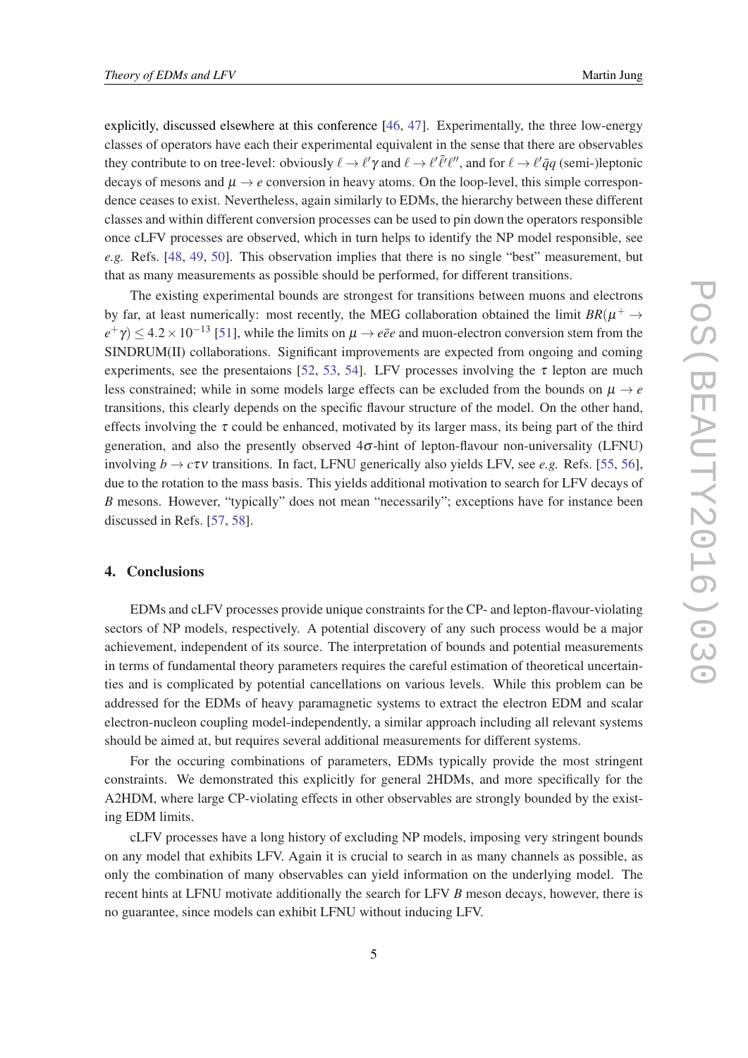explicitly, discussed elsewhere at this conference [46, 47]. Experimentally, the three low-energy classes of operators have each their experimental equivalent in the sense that there are observables they contribute to on tree-level: obviously $\ell \to \ell' \gamma$ and $\ell \to \ell' \bar{\ell}' \ell''$, and for $\ell \to \ell' \bar{q} q$ (semi-)leptonic decays of mesons and $\mu \to e$ conversion in heavy atoms. On the loop-level, this simple correspondence ceases to exist. Nevertheless, again similarly to EDMs, the hierarchy between these different classes and within different conversion processes can be used to pin down the operators responsible once cLFV processes are observed, which in turn helps to identify the NP model responsible, see *e.g.* Refs. [48, 49, 50]. This observation implies that there is no single "best" measurement, but that as many measurements as possible should be performed, for different transitions.

The existing experimental bounds are strongest for transitions between muons and electrons by far, at least numerically: most recently, the MEG collaboration obtained the limit $BR(\mu^+ \to e^+ \gamma) \leq 4.2 \times 10^{-13}$ [51], while the limits on $\mu \to e\bar{e}e$ and muon-electron conversion stem from the SINDRUM(II) collaborations. Significant improvements are expected from ongoing and coming experiments, see the presentaions [52, 53, 54]. LFV processes involving the $\tau$ lepton are much less constrained; while in some models large effects can be excluded from the bounds on $\mu \to e$ transitions, this clearly depends on the specific flavour structure of the model. On the other hand, effects involving the $\tau$ could be enhanced, motivated by its larger mass, its being part of the third generation, and also the presently observed $4\sigma$-hint of lepton-flavour non-universality (LFNU) involving $b \to c\tau\nu$ transitions. In fact, LFNU generically also yields LFV, see *e.g.* Refs. [55, 56], due to the rotation to the mass basis. This yields additional motivation to search for LFV decays of $B$ mesons. However, "typically" does not mean "necessarily"; exceptions have for instance been discussed in Refs. [57, 58].

## 4. Conclusions

EDMs and cLFV processes provide unique constraints for the CP- and lepton-flavour-violating sectors of NP models, respectively. A potential discovery of any such process would be a major achievement, independent of its source. The interpretation of bounds and potential measurements in terms of fundamental theory parameters requires the careful estimation of theoretical uncertainties and is complicated by potential cancellations on various levels. While this problem can be addressed for the EDMs of heavy paramagnetic systems to extract the electron EDM and scalar electron-nucleon coupling model-independently, a similar approach including all relevant systems should be aimed at, but requires several additional measurements for different systems.

For the occuring combinations of parameters, EDMs typically provide the most stringent constraints. We demonstrated this explicitly for general 2HDMs, and more specifically for the A2HDM, where large CP-violating effects in other observables are strongly bounded by the existing EDM limits.

cLFV processes have a long history of excluding NP models, imposing very stringent bounds on any model that exhibits LFV. Again it is crucial to search in as many channels as possible, as only the combination of many observables can yield information on the underlying model. The recent hints at LFNU motivate additionally the search for LFV $B$ meson decays, however, there is no guarantee, since models can exhibit LFNU without inducing LFV.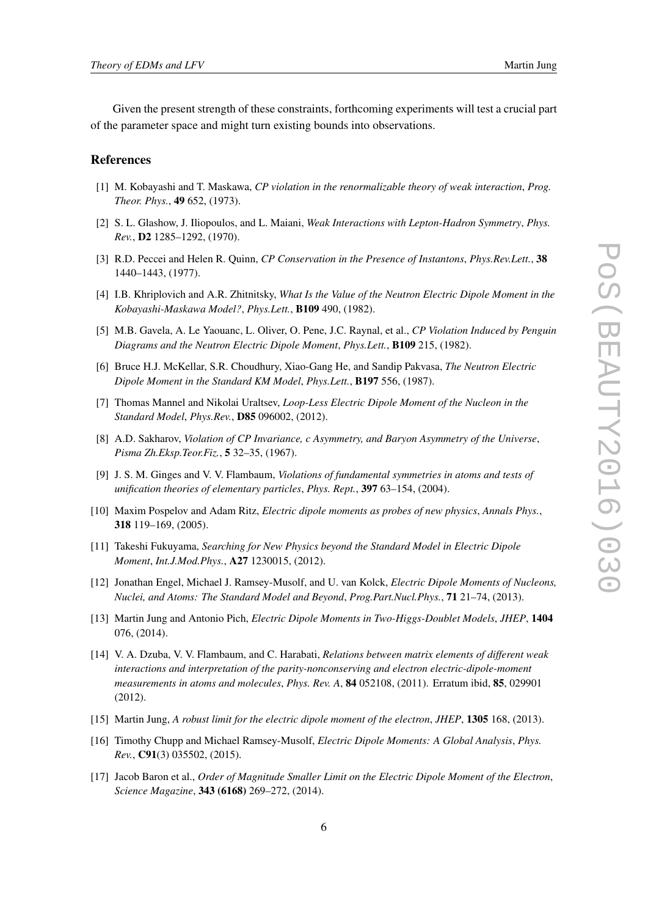Given the present strength of these constraints, forthcoming experiments will test a crucial part of the parameter space and might turn existing bounds into observations.

## References

[1] M. Kobayashi and T. Maskawa, *CP violation in the renormalizable theory of weak interaction*, *Prog. Theor. Phys.*, **49** 652, (1973).

[2] S. L. Glashow, J. Iliopoulos, and L. Maiani, *Weak Interactions with Lepton-Hadron Symmetry*, *Phys. Rev.*, **D2** 1285–1292, (1970).

[3] R.D. Peccei and Helen R. Quinn, *CP Conservation in the Presence of Instantons*, *Phys.Rev.Lett.*, **38** 1440–1443, (1977).

[4] I.B. Khriplovich and A.R. Zhitnitsky, *What Is the Value of the Neutron Electric Dipole Moment in the Kobayashi-Maskawa Model?*, *Phys.Lett.*, **B109** 490, (1982).

[5] M.B. Gavela, A. Le Yaouanc, L. Oliver, O. Pene, J.C. Raynal, et al., *CP Violation Induced by Penguin Diagrams and the Neutron Electric Dipole Moment*, *Phys.Lett.*, **B109** 215, (1982).

[6] Bruce H.J. McKellar, S.R. Choudhury, Xiao-Gang He, and Sandip Pakvasa, *The Neutron Electric Dipole Moment in the Standard KM Model*, *Phys.Lett.*, **B197** 556, (1987).

[7] Thomas Mannel and Nikolai Uraltsev, *Loop-Less Electric Dipole Moment of the Nucleon in the Standard Model*, *Phys.Rev.*, **D85** 096002, (2012).

[8] A.D. Sakharov, *Violation of CP Invariance, c Asymmetry, and Baryon Asymmetry of the Universe*, *Pisma Zh.Eksp.Teor.Fiz.*, **5** 32–35, (1967).

[9] J. S. M. Ginges and V. V. Flambaum, *Violations of fundamental symmetries in atoms and tests of unification theories of elementary particles*, *Phys. Rept.*, **397** 63–154, (2004).

[10] Maxim Pospelov and Adam Ritz, *Electric dipole moments as probes of new physics*, *Annals Phys.*, **318** 119–169, (2005).

[11] Takeshi Fukuyama, *Searching for New Physics beyond the Standard Model in Electric Dipole Moment*, *Int.J.Mod.Phys.*, **A27** 1230015, (2012).

[12] Jonathan Engel, Michael J. Ramsey-Musolf, and U. van Kolck, *Electric Dipole Moments of Nucleons, Nuclei, and Atoms: The Standard Model and Beyond*, *Prog.Part.Nucl.Phys.*, **71** 21–74, (2013).

[13] Martin Jung and Antonio Pich, *Electric Dipole Moments in Two-Higgs-Doublet Models*, *JHEP*, **1404** 076, (2014).

[14] V. A. Dzuba, V. V. Flambaum, and C. Harabati, *Relations between matrix elements of different weak interactions and interpretation of the parity-nonconserving and electron electric-dipole-moment measurements in atoms and molecules*, *Phys. Rev. A*, **84** 052108, (2011). Erratum ibid, **85**, 029901 (2012).

[15] Martin Jung, *A robust limit for the electric dipole moment of the electron*, *JHEP*, **1305** 168, (2013).

[16] Timothy Chupp and Michael Ramsey-Musolf, *Electric Dipole Moments: A Global Analysis*, *Phys. Rev.*, **C91**(3) 035502, (2015).

[17] Jacob Baron et al., *Order of Magnitude Smaller Limit on the Electric Dipole Moment of the Electron*, *Science Magazine*, **343 (6168)** 269–272, (2014).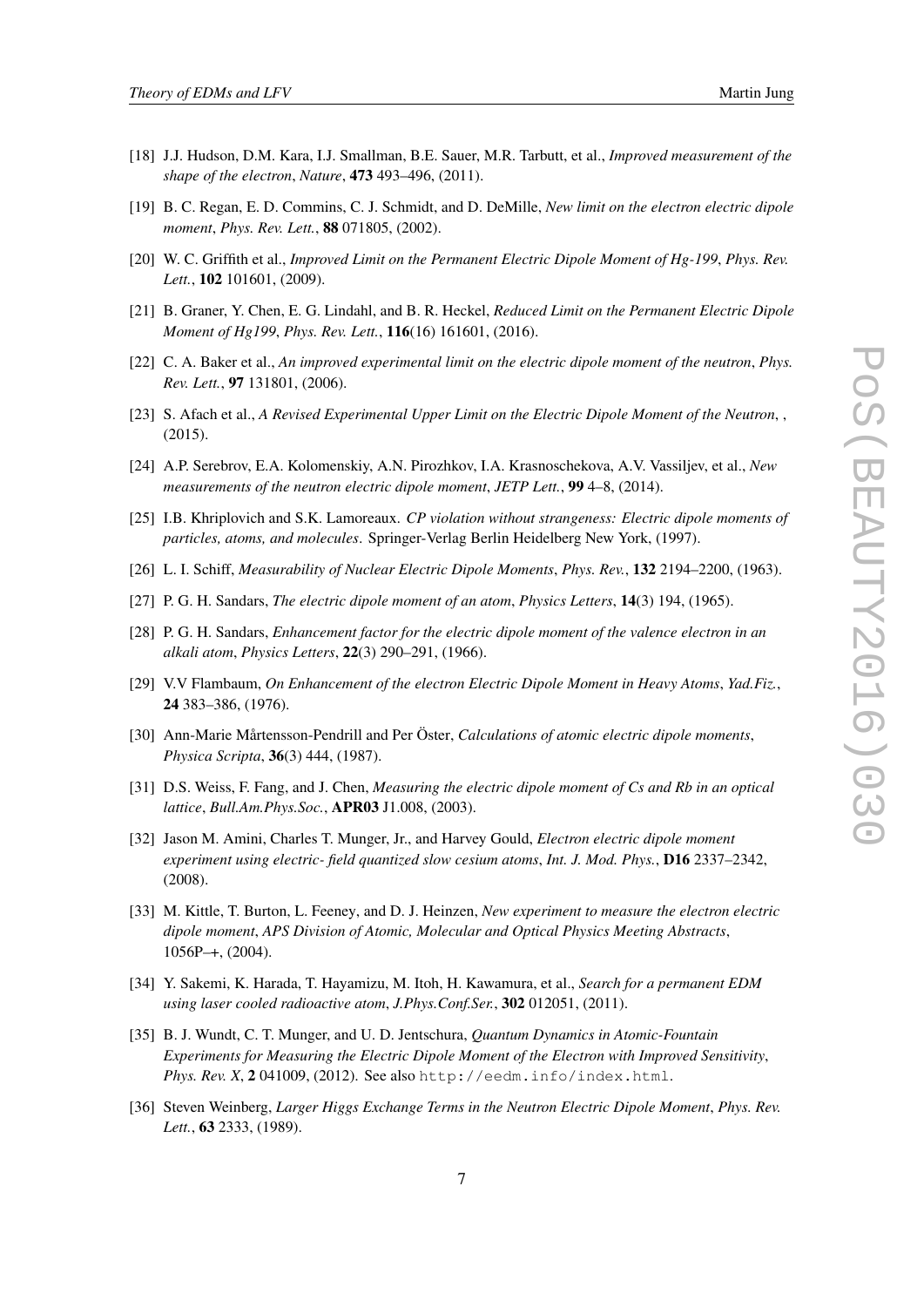[18] J.J. Hudson, D.M. Kara, I.J. Smallman, B.E. Sauer, M.R. Tarbutt, et al., *Improved measurement of the shape of the electron*, *Nature*, **473** 493–496, (2011).

[19] B. C. Regan, E. D. Commins, C. J. Schmidt, and D. DeMille, *New limit on the electron electric dipole moment*, *Phys. Rev. Lett.*, **88** 071805, (2002).

[20] W. C. Griffith et al., *Improved Limit on the Permanent Electric Dipole Moment of Hg-199*, *Phys. Rev. Lett.*, **102** 101601, (2009).

[21] B. Graner, Y. Chen, E. G. Lindahl, and B. R. Heckel, *Reduced Limit on the Permanent Electric Dipole Moment of Hg199*, *Phys. Rev. Lett.*, **116**(16) 161601, (2016).

[22] C. A. Baker et al., *An improved experimental limit on the electric dipole moment of the neutron*, *Phys. Rev. Lett.*, **97** 131801, (2006).

[23] S. Afach et al., *A Revised Experimental Upper Limit on the Electric Dipole Moment of the Neutron*, , (2015).

[24] A.P. Serebrov, E.A. Kolomenskiy, A.N. Pirozhkov, I.A. Krasnoschekova, A.V. Vassiljev, et al., *New measurements of the neutron electric dipole moment*, *JETP Lett.*, **99** 4–8, (2014).

[25] I.B. Khriplovich and S.K. Lamoreaux. *CP violation without strangeness: Electric dipole moments of particles, atoms, and molecules*. Springer-Verlag Berlin Heidelberg New York, (1997).

[26] L. I. Schiff, *Measurability of Nuclear Electric Dipole Moments*, *Phys. Rev.*, **132** 2194–2200, (1963).

[27] P. G. H. Sandars, *The electric dipole moment of an atom*, *Physics Letters*, **14**(3) 194, (1965).

[28] P. G. H. Sandars, *Enhancement factor for the electric dipole moment of the valence electron in an alkali atom*, *Physics Letters*, **22**(3) 290–291, (1966).

[29] V.V Flambaum, *On Enhancement of the electron Electric Dipole Moment in Heavy Atoms*, *Yad.Fiz.*, **24** 383–386, (1976).

[30] Ann-Marie Mårtensson-Pendrill and Per Öster, *Calculations of atomic electric dipole moments*, *Physica Scripta*, **36**(3) 444, (1987).

[31] D.S. Weiss, F. Fang, and J. Chen, *Measuring the electric dipole moment of Cs and Rb in an optical lattice*, *Bull.Am.Phys.Soc.*, **APR03** J1.008, (2003).

[32] Jason M. Amini, Charles T. Munger, Jr., and Harvey Gould, *Electron electric dipole moment experiment using electric- field quantized slow cesium atoms*, *Int. J. Mod. Phys.*, **D16** 2337–2342, (2008).

[33] M. Kittle, T. Burton, L. Feeney, and D. J. Heinzen, *New experiment to measure the electron electric dipole moment*, *APS Division of Atomic, Molecular and Optical Physics Meeting Abstracts*, 1056P–+, (2004).

[34] Y. Sakemi, K. Harada, T. Hayamizu, M. Itoh, H. Kawamura, et al., *Search for a permanent EDM using laser cooled radioactive atom*, *J.Phys.Conf.Ser.*, **302** 012051, (2011).

[35] B. J. Wundt, C. T. Munger, and U. D. Jentschura, *Quantum Dynamics in Atomic-Fountain Experiments for Measuring the Electric Dipole Moment of the Electron with Improved Sensitivity*, *Phys. Rev. X*, **2** 041009, (2012). See also `http://eedm.info/index.html`.

[36] Steven Weinberg, *Larger Higgs Exchange Terms in the Neutron Electric Dipole Moment*, *Phys. Rev. Lett.*, **63** 2333, (1989).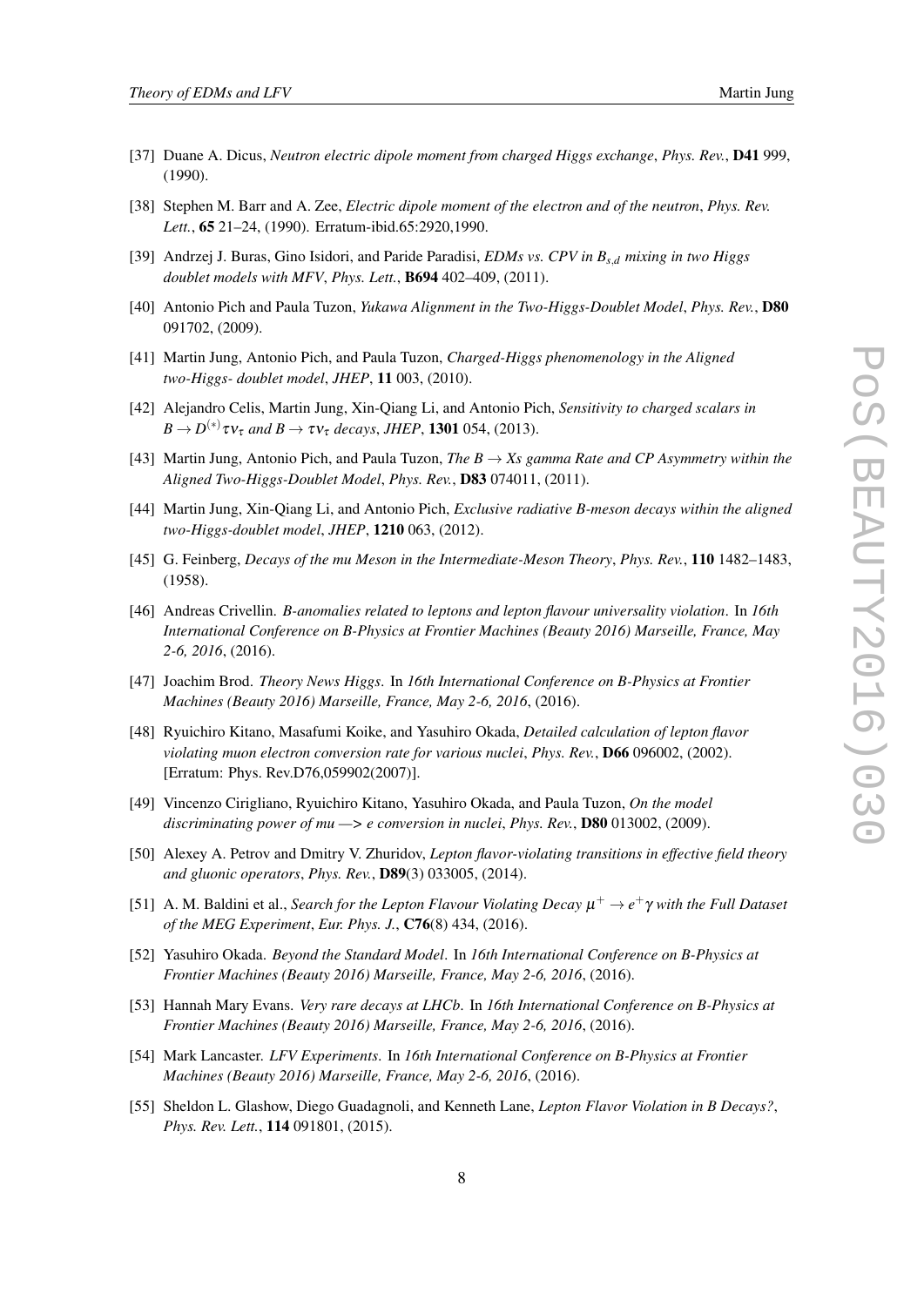[37] Duane A. Dicus, *Neutron electric dipole moment from charged Higgs exchange*, *Phys. Rev.*, **D41** 999, (1990).

[38] Stephen M. Barr and A. Zee, *Electric dipole moment of the electron and of the neutron*, *Phys. Rev. Lett.*, **65** 21–24, (1990). Erratum-ibid.65:2920,1990.

[39] Andrzej J. Buras, Gino Isidori, and Paride Paradisi, *EDMs vs. CPV in $B_{s,d}$ mixing in two Higgs doublet models with MFV*, *Phys. Lett.*, **B694** 402–409, (2011).

[40] Antonio Pich and Paula Tuzon, *Yukawa Alignment in the Two-Higgs-Doublet Model*, *Phys. Rev.*, **D80** 091702, (2009).

[41] Martin Jung, Antonio Pich, and Paula Tuzon, *Charged-Higgs phenomenology in the Aligned two-Higgs- doublet model*, *JHEP*, **11** 003, (2010).

[42] Alejandro Celis, Martin Jung, Xin-Qiang Li, and Antonio Pich, *Sensitivity to charged scalars in $B \to D^{(*)}\tau\nu_\tau$ and $B \to \tau\nu_\tau$ decays*, *JHEP*, **1301** 054, (2013).

[43] Martin Jung, Antonio Pich, and Paula Tuzon, *The $B \to Xs$ gamma Rate and CP Asymmetry within the Aligned Two-Higgs-Doublet Model*, *Phys. Rev.*, **D83** 074011, (2011).

[44] Martin Jung, Xin-Qiang Li, and Antonio Pich, *Exclusive radiative B-meson decays within the aligned two-Higgs-doublet model*, *JHEP*, **1210** 063, (2012).

[45] G. Feinberg, *Decays of the mu Meson in the Intermediate-Meson Theory*, *Phys. Rev.*, **110** 1482–1483, (1958).

[46] Andreas Crivellin. *B-anomalies related to leptons and lepton flavour universality violation*. In *16th International Conference on B-Physics at Frontier Machines (Beauty 2016) Marseille, France, May 2-6, 2016*, (2016).

[47] Joachim Brod. *Theory News Higgs*. In *16th International Conference on B-Physics at Frontier Machines (Beauty 2016) Marseille, France, May 2-6, 2016*, (2016).

[48] Ryuichiro Kitano, Masafumi Koike, and Yasuhiro Okada, *Detailed calculation of lepton flavor violating muon electron conversion rate for various nuclei*, *Phys. Rev.*, **D66** 096002, (2002). [Erratum: Phys. Rev.D76,059902(2007)].

[49] Vincenzo Cirigliano, Ryuichiro Kitano, Yasuhiro Okada, and Paula Tuzon, *On the model discriminating power of mu —> e conversion in nuclei*, *Phys. Rev.*, **D80** 013002, (2009).

[50] Alexey A. Petrov and Dmitry V. Zhuridov, *Lepton flavor-violating transitions in effective field theory and gluonic operators*, *Phys. Rev.*, **D89**(3) 033005, (2014).

[51] A. M. Baldini et al., *Search for the Lepton Flavour Violating Decay $\mu^+ \to e^+\gamma$ with the Full Dataset of the MEG Experiment*, *Eur. Phys. J.*, **C76**(8) 434, (2016).

[52] Yasuhiro Okada. *Beyond the Standard Model*. In *16th International Conference on B-Physics at Frontier Machines (Beauty 2016) Marseille, France, May 2-6, 2016*, (2016).

[53] Hannah Mary Evans. *Very rare decays at LHCb*. In *16th International Conference on B-Physics at Frontier Machines (Beauty 2016) Marseille, France, May 2-6, 2016*, (2016).

[54] Mark Lancaster. *LFV Experiments*. In *16th International Conference on B-Physics at Frontier Machines (Beauty 2016) Marseille, France, May 2-6, 2016*, (2016).

[55] Sheldon L. Glashow, Diego Guadagnoli, and Kenneth Lane, *Lepton Flavor Violation in B Decays?*, *Phys. Rev. Lett.*, **114** 091801, (2015).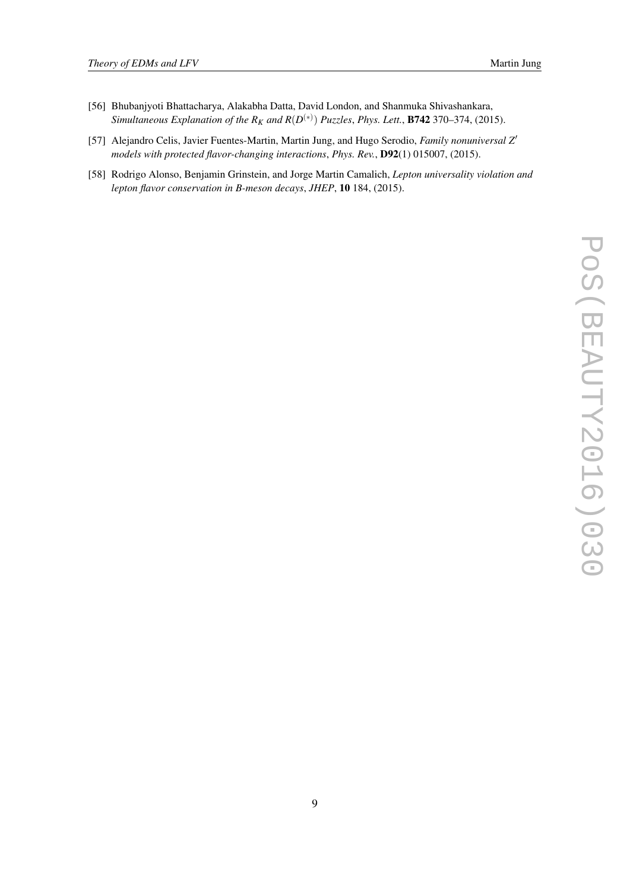[56] Bhubanjyoti Bhattacharya, Alakabha Datta, David London, and Shanmuka Shivashankara, *Simultaneous Explanation of the $R_K$ and $R(D^{(*)})$ Puzzles*, *Phys. Lett.*, **B742** 370–374, (2015).

[57] Alejandro Celis, Javier Fuentes-Martin, Martin Jung, and Hugo Serodio, *Family nonuniversal $Z'$ models with protected flavor-changing interactions*, *Phys. Rev.*, **D92**(1) 015007, (2015).

[58] Rodrigo Alonso, Benjamin Grinstein, and Jorge Martin Camalich, *Lepton universality violation and lepton flavor conservation in B-meson decays*, *JHEP*, **10** 184, (2015).